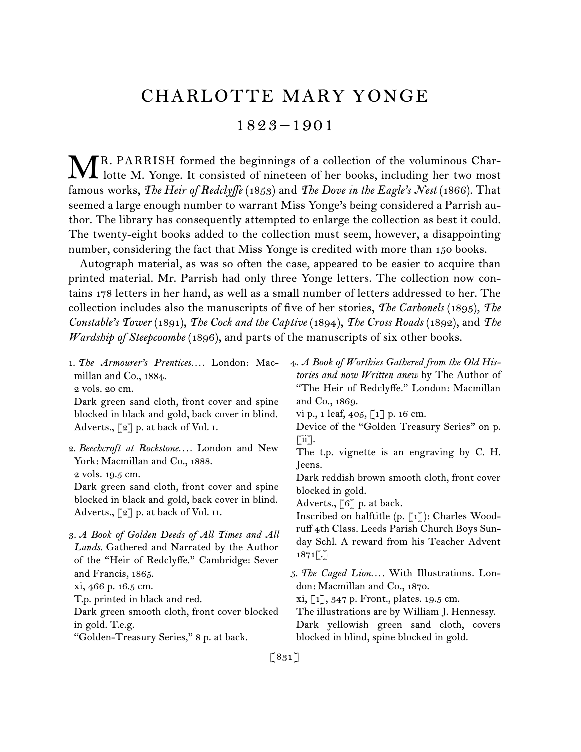# CHARLOTTE MARY YONGE

## 1823–1901

MR. PARRISH formed the beginnings of a collection of the voluminous Charlotte M. Yonge. It consisted of nineteen of her books, including her two most famous works, *The Heir of Redclyffe* (1853) and *The Dove in the Eagle's Nest* (1866). That seemed a large enough number to warrant Miss Yonge's being considered a Parrish author. The library has consequently attempted to enlarge the collection as best it could. The twenty-eight books added to the collection must seem, however, a disappointing number, considering the fact that Miss Yonge is credited with more than 150 books.

Autograph material, as was so often the case, appeared to be easier to acquire than printed material. Mr. Parrish had only three Yonge letters. The collection now contains 178 letters in her hand, as well as a small number of letters addressed to her. The collection includes also the manuscripts of five of her stories, *The Carbonels* (1895), *The Constable's Tower* (1891), *The Cock and the Captive* (1894), *The Cross Roads* (1892), and *The Wardship of Steepcoombe* (1896), and parts of the manuscripts of six other books.

1. *The Armourer's Prentices*.... London: Macmillan and Co., 1884.
 2 vols. 20 cm.
 Dark green sand cloth, front cover and spine blocked in black and gold, back cover in blind.
 Adverts., [2] p. at back of Vol. I.

2. *Beechcroft at Rockstone*.... London and New York: Macmillan and Co., 1888.
 2 vols. 19.5 cm.
 Dark green sand cloth, front cover and spine blocked in black and gold, back cover in blind.
 Adverts., [2] p. at back of Vol. II.

3. *A Book of Golden Deeds of All Times and All Lands*. Gathered and Narrated by the Author of the "Heir of Redclyffe." Cambridge: Sever and Francis, 1865.
 xi, 466 p. 16.5 cm.
 T.p. printed in black and red.
 Dark green smooth cloth, front cover blocked in gold. T.e.g.
 "Golden-Treasury Series," 8 p. at back.

4. *A Book of Worthies Gathered from the Old Histories and now Written anew* by The Author of "The Heir of Redclyffe." London: Macmillan and Co., 1869.
 vi p., 1 leaf, 405, [1] p. 16 cm.
 Device of the "Golden Treasury Series" on p. [ii].
 The t.p. vignette is an engraving by C. H. Jeens.
 Dark reddish brown smooth cloth, front cover blocked in gold.
 Adverts., [6] p. at back.
 Inscribed on halftitle (p. [1]): Charles Woodruff 4th Class. Leeds Parish Church Boys Sunday Schl. A reward from his Teacher Advent 1871[.]

5. *The Caged Lion*.... With Illustrations. London: Macmillan and Co., 1870.
 xi, [1], 347 p. Front., plates. 19.5 cm.
 The illustrations are by William J. Hennessy.
 Dark yellowish green sand cloth, covers blocked in blind, spine blocked in gold.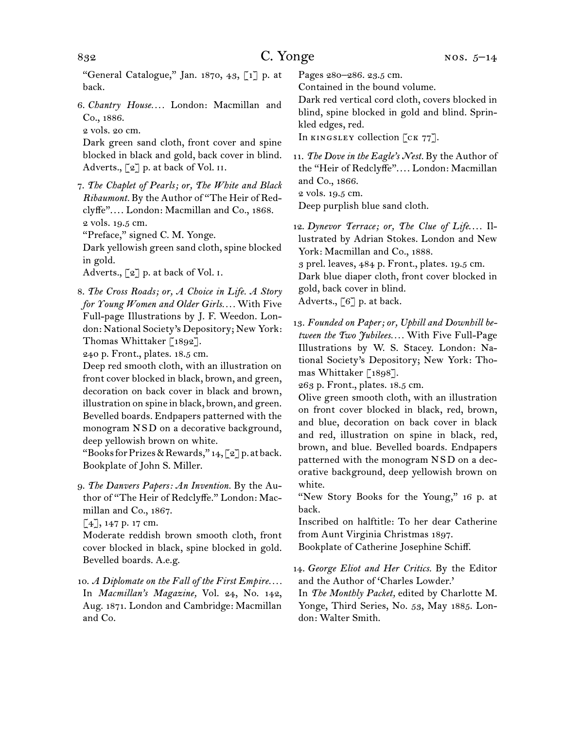"General Catalogue," Jan. 1870, 43, [1] p. at back.

6. *Chantry House*.... London: Macmillan and Co., 1886.
2 vols. 20 cm.
Dark green sand cloth, front cover and spine blocked in black and gold, back cover in blind.
Adverts., [2] p. at back of Vol. II.

7. *The Chaplet of Pearls; or, The White and Black Ribaumont.* By the Author of "The Heir of Redclyffe".... London: Macmillan and Co., 1868.
2 vols. 19.5 cm.
"Preface," signed C. M. Yonge.
Dark yellowish green sand cloth, spine blocked in gold.
Adverts., [2] p. at back of Vol. I.

8. *The Cross Roads; or, A Choice in Life. A Story for Young Women and Older Girls*.... With Five Full-page Illustrations by J. F. Weedon. London: National Society's Depository; New York: Thomas Whittaker [1892].
240 p. Front., plates. 18.5 cm.
Deep red smooth cloth, with an illustration on front cover blocked in black, brown, and green, decoration on back cover in black and brown, illustration on spine in black, brown, and green. Bevelled boards. Endpapers patterned with the monogram NSD on a decorative background, deep yellowish brown on white.
"Books for Prizes & Rewards," 14, [2] p. at back.
Bookplate of John S. Miller.

9. *The Danvers Papers: An Invention.* By the Author of "The Heir of Redclyffe." London: Macmillan and Co., 1867.
[4], 147 p. 17 cm.
Moderate reddish brown smooth cloth, front cover blocked in black, spine blocked in gold. Bevelled boards. A.e.g.

10. *A Diplomate on the Fall of the First Empire*....
In *Macmillan's Magazine,* Vol. 24, No. 142, Aug. 1871. London and Cambridge: Macmillan and Co.
Pages 280–286. 23.5 cm.
Contained in the bound volume.
Dark red vertical cord cloth, covers blocked in blind, spine blocked in gold and blind. Sprinkled edges, red.
In KINGSLEY collection [CK 77].

11. *The Dove in the Eagle's Nest.* By the Author of the "Heir of Redclyffe".... London: Macmillan and Co., 1866.
2 vols. 19.5 cm.
Deep purplish blue sand cloth.

12. *Dynevor Terrace; or, The Clue of Life*.... Illustrated by Adrian Stokes. London and New York: Macmillan and Co., 1888.
3 prel. leaves, 484 p. Front., plates. 19.5 cm.
Dark blue diaper cloth, front cover blocked in gold, back cover in blind.
Adverts., [6] p. at back.

13. *Founded on Paper; or, Uphill and Downhill between the Two Jubilees*.... With Five Full-Page Illustrations by W. S. Stacey. London: National Society's Depository; New York: Thomas Whittaker [1898].
263 p. Front., plates. 18.5 cm.
Olive green smooth cloth, with an illustration on front cover blocked in black, red, brown, and blue, decoration on back cover in black and red, illustration on spine in black, red, brown, and blue. Bevelled boards. Endpapers patterned with the monogram NSD on a decorative background, deep yellowish brown on white.
"New Story Books for the Young," 16 p. at back.
Inscribed on halftitle: To her dear Catherine from Aunt Virginia Christmas 1897.
Bookplate of Catherine Josephine Schiff.

14. *George Eliot and Her Critics.* By the Editor and the Author of 'Charles Lowder.'
In *The Monthly Packet,* edited by Charlotte M. Yonge, Third Series, No. 53, May 1885. London: Walter Smith.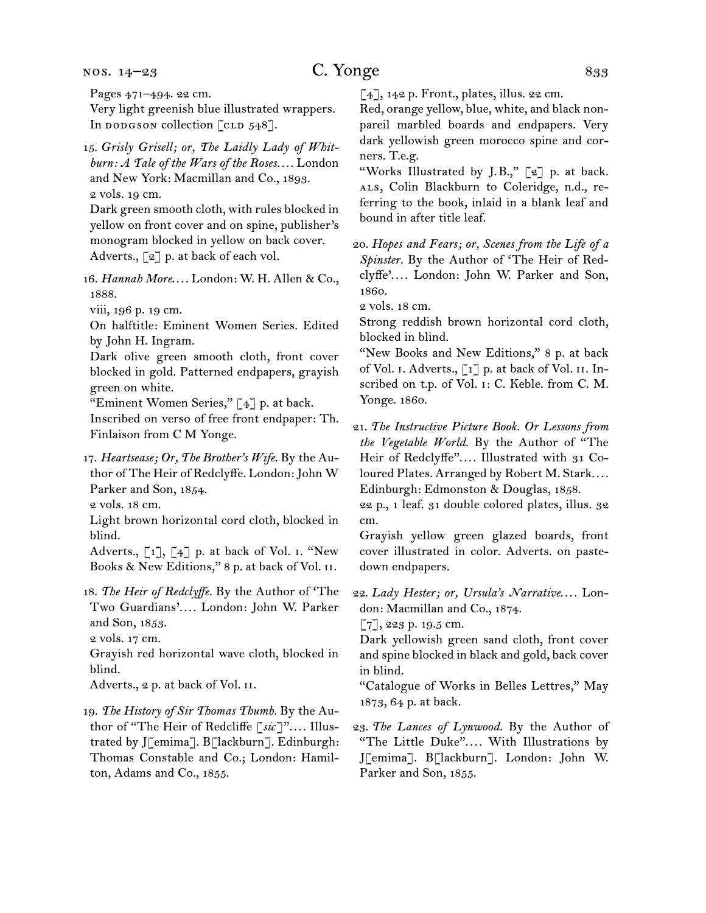Pages 471–494. 22 cm.

Very light greenish blue illustrated wrappers. In DODGSON collection [CLD 548].

15. *Grisly Grisell; or, The Laidly Lady of Whitburn: A Tale of the Wars of the Roses....* London and New York: Macmillan and Co., 1893.

2 vols. 19 cm.

Dark green smooth cloth, with rules blocked in yellow on front cover and on spine, publisher's monogram blocked in yellow on back cover.

Adverts., [2] p. at back of each vol.

16. *Hannah More....* London: W. H. Allen & Co., 1888.

viii, 196 p. 19 cm.

On halftitle: Eminent Women Series. Edited by John H. Ingram.

Dark olive green smooth cloth, front cover blocked in gold. Patterned endpapers, grayish green on white.

"Eminent Women Series," [4] p. at back.

Inscribed on verso of free front endpaper: Th. Finlaison from C M Yonge.

17. *Heartsease; Or, The Brother's Wife.* By the Author of The Heir of Redclyffe. London: John W Parker and Son, 1854.

2 vols. 18 cm.

Light brown horizontal cord cloth, blocked in blind.

Adverts., [1], [4] p. at back of Vol. I. "New Books & New Editions," 8 p. at back of Vol. II.

18. *The Heir of Redclyffe.* By the Author of 'The Two Guardians'.... London: John W. Parker and Son, 1853.

2 vols. 17 cm.

Grayish red horizontal wave cloth, blocked in blind.

Adverts., 2 p. at back of Vol. II.

19. *The History of Sir Thomas Thumb.* By the Author of "The Heir of Redcliffe [*sic*]".... Illustrated by J[emima]. B[lackburn]. Edinburgh: Thomas Constable and Co.; London: Hamilton, Adams and Co., 1855.

[4], 142 p. Front., plates, illus. 22 cm.

Red, orange yellow, blue, white, and black nonpareil marbled boards and endpapers. Very dark yellowish green morocco spine and corners. T.e.g.

"Works Illustrated by J.B.," [2] p. at back.

ALS, Colin Blackburn to Coleridge, n.d., referring to the book, inlaid in a blank leaf and bound in after title leaf.

20. *Hopes and Fears; or, Scenes from the Life of a Spinster.* By the Author of 'The Heir of Redclyffe'.... London: John W. Parker and Son, 1860.

2 vols. 18 cm.

Strong reddish brown horizontal cord cloth, blocked in blind.

"New Books and New Editions," 8 p. at back of Vol. I. Adverts., [1] p. at back of Vol. II. Inscribed on t.p. of Vol. I: C. Keble. from C. M. Yonge. 1860.

21. *The Instructive Picture Book. Or Lessons from the Vegetable World.* By the Author of "The Heir of Redclyffe".... Illustrated with 31 Coloured Plates. Arranged by Robert M. Stark.... Edinburgh: Edmonston & Douglas, 1858.

22 p., 1 leaf. 31 double colored plates, illus. 32 cm.

Grayish yellow green glazed boards, front cover illustrated in color. Adverts. on pastedown endpapers.

22. *Lady Hester; or, Ursula's Narrative....* London: Macmillan and Co., 1874.

[7], 223 p. 19.5 cm.

Dark yellowish green sand cloth, front cover and spine blocked in black and gold, back cover in blind.

"Catalogue of Works in Belles Lettres," May 1873, 64 p. at back.

23. *The Lances of Lynwood.* By the Author of "The Little Duke".... With Illustrations by J[emima]. B[lackburn]. London: John W. Parker and Son, 1855.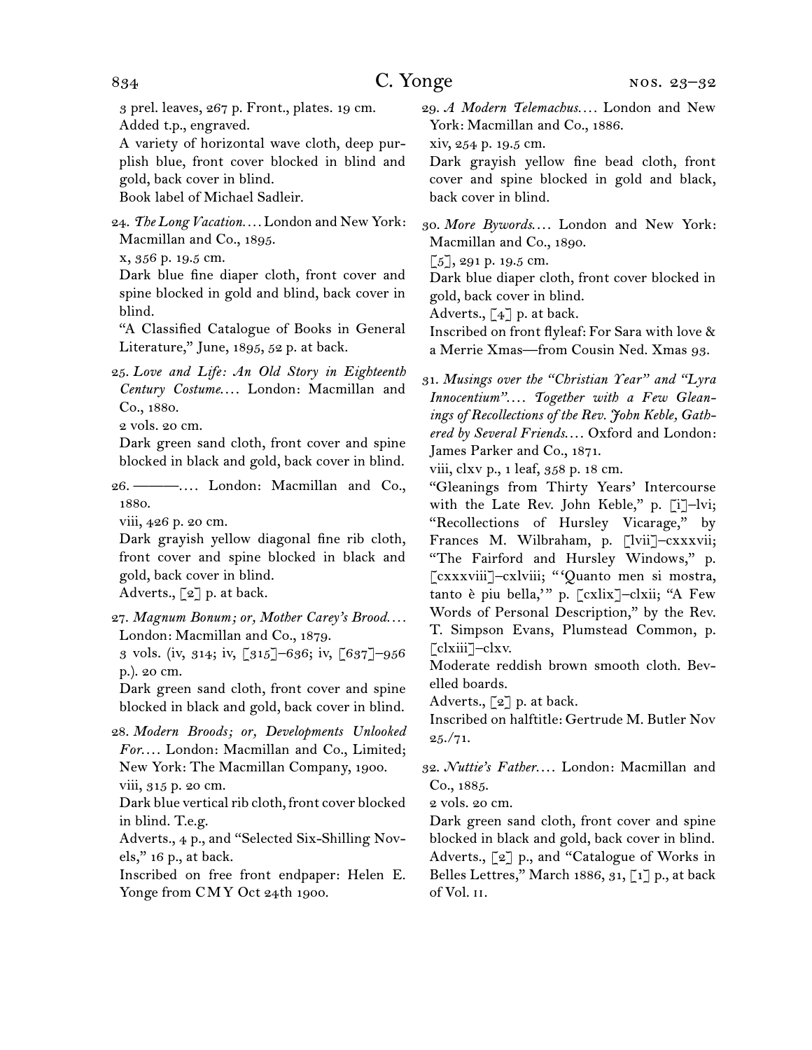3 prel. leaves, 267 p. Front., plates. 19 cm.
Added t.p., engraved.
A variety of horizontal wave cloth, deep purplish blue, front cover blocked in blind and gold, back cover in blind.
Book label of Michael Sadleir.

24. *The Long Vacation*.... London and New York: Macmillan and Co., 1895.
x, 356 p. 19.5 cm.
Dark blue fine diaper cloth, front cover and spine blocked in gold and blind, back cover in blind.
"A Classified Catalogue of Books in General Literature," June, 1895, 52 p. at back.

25. *Love and Life: An Old Story in Eighteenth Century Costume*.... London: Macmillan and Co., 1880.
2 vols. 20 cm.
Dark green sand cloth, front cover and spine blocked in black and gold, back cover in blind.

26. ———.... London: Macmillan and Co., 1880.
viii, 426 p. 20 cm.
Dark grayish yellow diagonal fine rib cloth, front cover and spine blocked in black and gold, back cover in blind.
Adverts., [2] p. at back.

27. *Magnum Bonum; or, Mother Carey's Brood*.... London: Macmillan and Co., 1879.
3 vols. (iv, 314; iv, [315]–636; iv, [637]–956 p.). 20 cm.
Dark green sand cloth, front cover and spine blocked in black and gold, back cover in blind.

28. *Modern Broods; or, Developments Unlooked For*.... London: Macmillan and Co., Limited; New York: The Macmillan Company, 1900.
viii, 315 p. 20 cm.
Dark blue vertical rib cloth, front cover blocked in blind. T.e.g.
Adverts., 4 p., and "Selected Six-Shilling Novels," 16 p., at back.
Inscribed on free front endpaper: Helen E. Yonge from CMY Oct 24th 1900.

29. *A Modern Telemachus*.... London and New York: Macmillan and Co., 1886.
xiv, 254 p. 19.5 cm.
Dark grayish yellow fine bead cloth, front cover and spine blocked in gold and black, back cover in blind.

30. *More Bywords*.... London and New York: Macmillan and Co., 1890.
[5], 291 p. 19.5 cm.
Dark blue diaper cloth, front cover blocked in gold, back cover in blind.
Adverts., [4] p. at back.
Inscribed on front flyleaf: For Sara with love & a Merrie Xmas—from Cousin Ned. Xmas 93.

31. *Musings over the "Christian Year" and "Lyra Innocentium".... Together with a Few Gleanings of Recollections of the Rev. John Keble, Gathered by Several Friends*.... Oxford and London: James Parker and Co., 1871.
viii, clxv p., 1 leaf, 358 p. 18 cm.
"Gleanings from Thirty Years' Intercourse with the Late Rev. John Keble," p. [i]–lvi; "Recollections of Hursley Vicarage," by Frances M. Wilbraham, p. [lvii]–cxxxvii; "The Fairford and Hursley Windows," p. [cxxxviii]–cxlviii; "'Quanto men si mostra, tanto è piu bella,'" p. [cxlix]–clxii; "A Few Words of Personal Description," by the Rev. T. Simpson Evans, Plumstead Common, p. [clxiii]–clxv.
Moderate reddish brown smooth cloth. Bevelled boards.
Adverts., [2] p. at back.
Inscribed on halftitle: Gertrude M. Butler Nov 25./71.

32. *Nuttie's Father*.... London: Macmillan and Co., 1885.
2 vols. 20 cm.
Dark green sand cloth, front cover and spine blocked in black and gold, back cover in blind.
Adverts., [2] p., and "Catalogue of Works in Belles Lettres," March 1886, 31, [1] p., at back of Vol. II.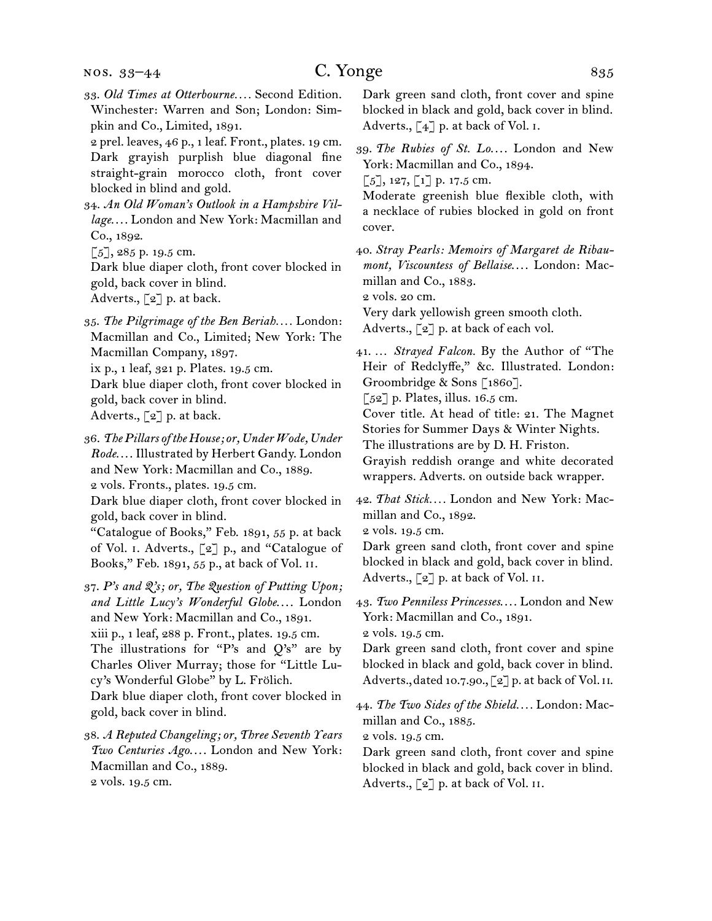33. *Old Times at Otterbourne*. . . . Second Edition. Winchester: Warren and Son; London: Simpkin and Co., Limited, 1891.
2 prel. leaves, 46 p., 1 leaf. Front., plates. 19 cm.
Dark grayish purplish blue diagonal fine straight-grain morocco cloth, front cover blocked in blind and gold.

34. *An Old Woman's Outlook in a Hampshire Village*. . . . London and New York: Macmillan and Co., 1892.
[5], 285 p. 19.5 cm.
Dark blue diaper cloth, front cover blocked in gold, back cover in blind.
Adverts., [2] p. at back.

35. *The Pilgrimage of the Ben Beriah*. . . . London: Macmillan and Co., Limited; New York: The Macmillan Company, 1897.
ix p., 1 leaf, 321 p. Plates. 19.5 cm.
Dark blue diaper cloth, front cover blocked in gold, back cover in blind.
Adverts., [2] p. at back.

36. *The Pillars of the House; or, Under Wode, Under Rode*. . . . Illustrated by Herbert Gandy. London and New York: Macmillan and Co., 1889.
2 vols. Fronts., plates. 19.5 cm.
Dark blue diaper cloth, front cover blocked in gold, back cover in blind.
"Catalogue of Books," Feb. 1891, 55 p. at back of Vol. i. Adverts., [2] p., and "Catalogue of Books," Feb. 1891, 55 p., at back of Vol. ii.

37. *P's and Q's; or, The Question of Putting Upon; and Little Lucy's Wonderful Globe*. . . . London and New York: Macmillan and Co., 1891.
xiii p., 1 leaf, 288 p. Front., plates. 19.5 cm.
The illustrations for "P's and Q's" are by Charles Oliver Murray; those for "Little Lucy's Wonderful Globe" by L. Frölich.
Dark blue diaper cloth, front cover blocked in gold, back cover in blind.

38. *A Reputed Changeling; or, Three Seventh Years Two Centuries Ago*. . . . London and New York: Macmillan and Co., 1889.
2 vols. 19.5 cm.
Dark green sand cloth, front cover and spine blocked in black and gold, back cover in blind.
Adverts., [4] p. at back of Vol. i.

39. *The Rubies of St. Lo*. . . . London and New York: Macmillan and Co., 1894.
[5], 127, [1] p. 17.5 cm.
Moderate greenish blue flexible cloth, with a necklace of rubies blocked in gold on front cover.

40. *Stray Pearls: Memoirs of Margaret de Ribaumont, Viscountess of Bellaise*. . . . London: Macmillan and Co., 1883.
2 vols. 20 cm.
Very dark yellowish green smooth cloth.
Adverts., [2] p. at back of each vol.

41. . . . *Strayed Falcon*. By the Author of "The Heir of Redclyffe," &c. Illustrated. London: Groombridge & Sons [1860].
[52] p. Plates, illus. 16.5 cm.
Cover title. At head of title: 21. The Magnet Stories for Summer Days & Winter Nights.
The illustrations are by D. H. Friston.
Grayish reddish orange and white decorated wrappers. Adverts. on outside back wrapper.

42. *That Stick*. . . . London and New York: Macmillan and Co., 1892.
2 vols. 19.5 cm.
Dark green sand cloth, front cover and spine blocked in black and gold, back cover in blind.
Adverts., [2] p. at back of Vol. ii.

43. *Two Penniless Princesses*. . . . London and New York: Macmillan and Co., 1891.
2 vols. 19.5 cm.
Dark green sand cloth, front cover and spine blocked in black and gold, back cover in blind.
Adverts., dated 10.7.90., [2] p. at back of Vol. ii.

44. *The Two Sides of the Shield*. . . . London: Macmillan and Co., 1885.
2 vols. 19.5 cm.
Dark green sand cloth, front cover and spine blocked in black and gold, back cover in blind.
Adverts., [2] p. at back of Vol. ii.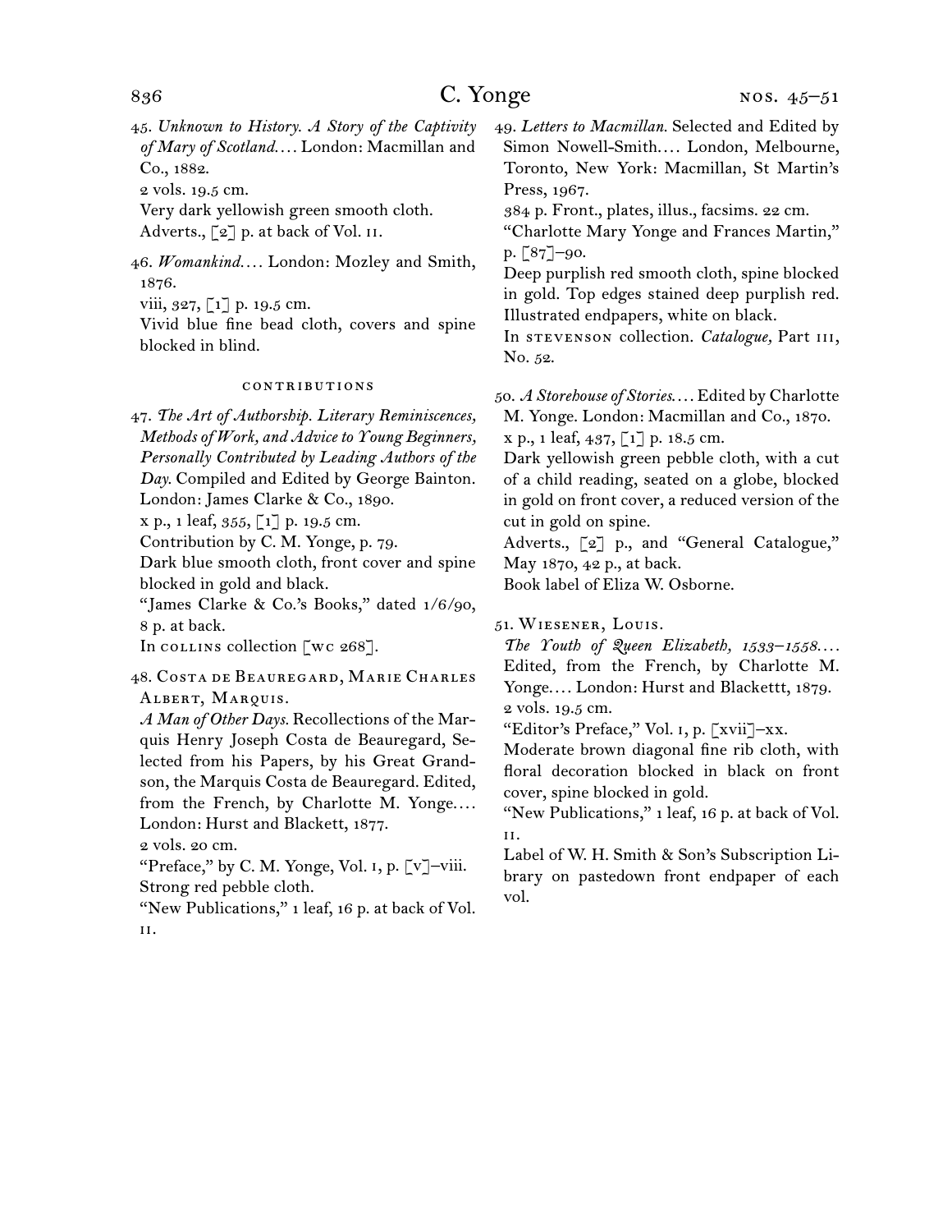45. *Unknown to History. A Story of the Captivity of Mary of Scotland.*… London: Macmillan and Co., 1882.
2 vols. 19.5 cm.
Very dark yellowish green smooth cloth.
Adverts., [2] p. at back of Vol. II.

46. *Womankind.*… London: Mozley and Smith, 1876.
viii, 327, [1] p. 19.5 cm.
Vivid blue fine bead cloth, covers and spine blocked in blind.

### CONTRIBUTIONS

47. *The Art of Authorship. Literary Reminiscences, Methods of Work, and Advice to Young Beginners, Personally Contributed by Leading Authors of the Day.* Compiled and Edited by George Bainton. London: James Clarke & Co., 1890.
x p., 1 leaf, 355, [1] p. 19.5 cm.
Contribution by C. M. Yonge, p. 79.
Dark blue smooth cloth, front cover and spine blocked in gold and black.
"James Clarke & Co.'s Books," dated 1/6/90, 8 p. at back.
In COLLINS collection [WC 268].

48. COSTA DE BEAUREGARD, MARIE CHARLES ALBERT, MARQUIS.
*A Man of Other Days.* Recollections of the Marquis Henry Joseph Costa de Beauregard, Selected from his Papers, by his Great Grandson, the Marquis Costa de Beauregard. Edited, from the French, by Charlotte M. Yonge.… London: Hurst and Blackett, 1877.
2 vols. 20 cm.
"Preface," by C. M. Yonge, Vol. I, p. [v]–viii.
Strong red pebble cloth.
"New Publications," 1 leaf, 16 p. at back of Vol. II.

49. *Letters to Macmillan.* Selected and Edited by Simon Nowell-Smith.… London, Melbourne, Toronto, New York: Macmillan, St Martin's Press, 1967.
384 p. Front., plates, illus., facsims. 22 cm.
"Charlotte Mary Yonge and Frances Martin," p. [87]–90.
Deep purplish red smooth cloth, spine blocked in gold. Top edges stained deep purplish red. Illustrated endpapers, white on black.
In STEVENSON collection. *Catalogue,* Part III, No. 52.

50. *A Storehouse of Stories.*… Edited by Charlotte M. Yonge. London: Macmillan and Co., 1870.
x p., 1 leaf, 437, [1] p. 18.5 cm.
Dark yellowish green pebble cloth, with a cut of a child reading, seated on a globe, blocked in gold on front cover, a reduced version of the cut in gold on spine.
Adverts., [2] p., and "General Catalogue," May 1870, 42 p., at back.
Book label of Eliza W. Osborne.

51. WIESENER, LOUIS.
*The Youth of Queen Elizabeth, 1533–1558.*… Edited, from the French, by Charlotte M. Yonge.… London: Hurst and Blackettt, 1879.
2 vols. 19.5 cm.
"Editor's Preface," Vol. I, p. [xvii]–xx.
Moderate brown diagonal fine rib cloth, with floral decoration blocked in black on front cover, spine blocked in gold.
"New Publications," 1 leaf, 16 p. at back of Vol. II.
Label of W. H. Smith & Son's Subscription Library on pastedown front endpaper of each vol.